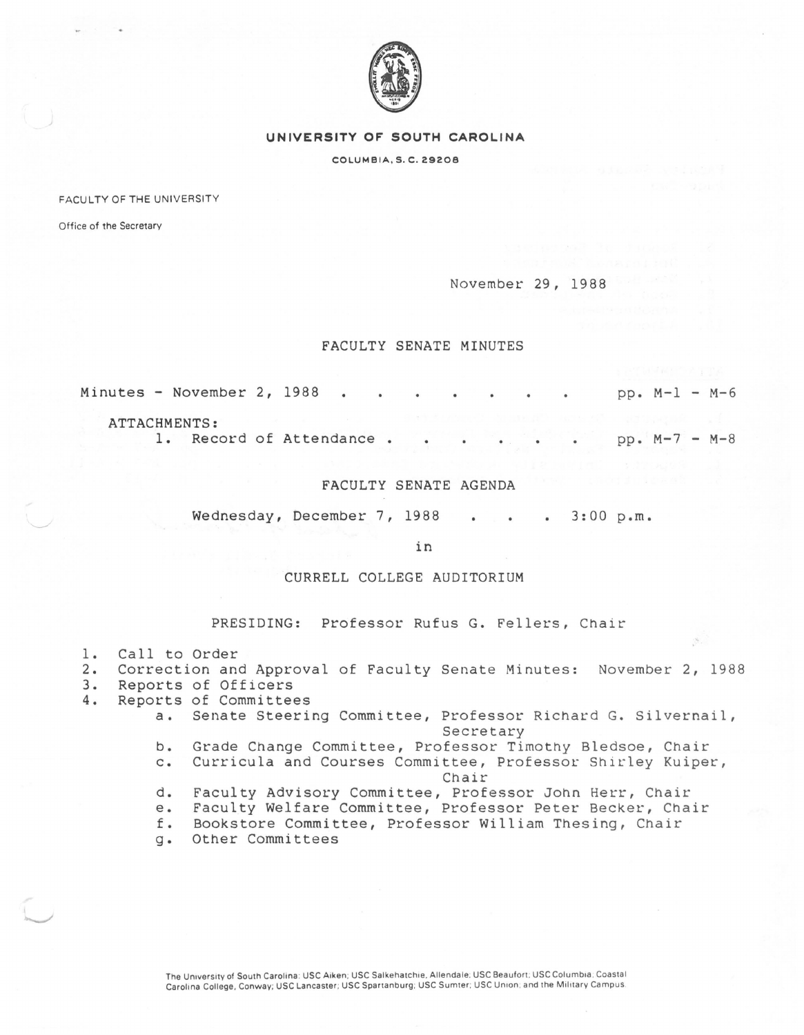**UNIVERSITY OF SOUTH CAROLINA**

COLUMBIA, S. C. 29208

FACULTY OF THE UNIVERSITY

Office of the Secretary

November 29, 1988

## FACULTY SENATE MINUTES

Minutes - November 2, 1988 . . . . . . . . pp. M-1 - M-6

ATTACHMENTS:

1. Record of Attendance . . . . . . pp. M-7 - M-8

## FACULTY SENATE AGENDA

Wednesday, December 7, 1988 . . . . 3:00 p.m.

in

CURRELL COLLEGE AUDITORIUM

PRESIDING: Professor Rufus G. Fellers, Chair

1. Call to Order
2. Correction and Approval of Faculty Senate Minutes: November 2, 1988
3. Reports of Officers
4. Reports of Committees
   a. Senate Steering Committee, Professor Richard G. Silvernail, Secretary
   b. Grade Change Committee, Professor Timothy Bledsoe, Chair
   c. Curricula and Courses Committee, Professor Shirley Kuiper, Chair
   d. Faculty Advisory Committee, Professor John Herr, Chair
   e. Faculty Welfare Committee, Professor Peter Becker, Chair
   f. Bookstore Committee, Professor William Thesing, Chair
   g. Other Committees

The University of South Carolina: USC Aiken; USC Salkehatchie, Allendale; USC Beaufort; USC Columbia; Coastal Carolina College, Conway; USC Lancaster; USC Spartanburg; USC Sumter; USC Union; and the Military Campus.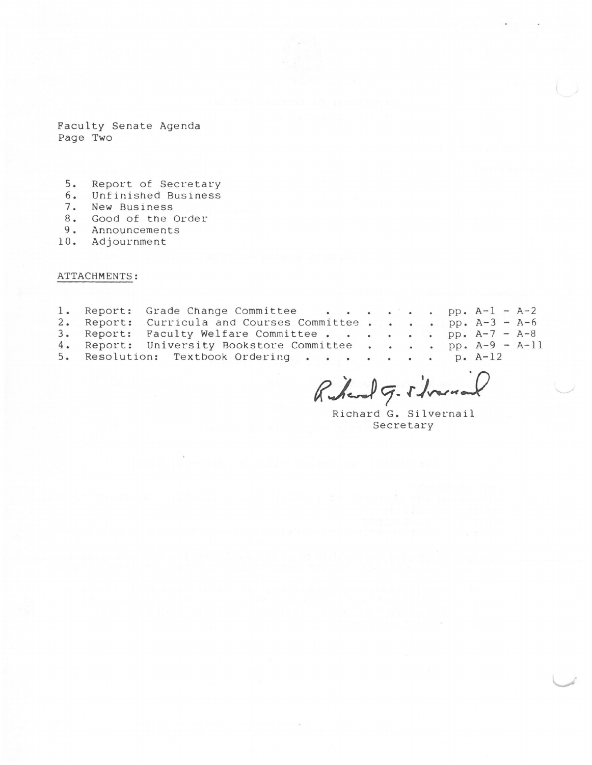Faculty Senate Agenda
Page Two

5. Report of Secretary
6. Unfinished Business
7. New Business
8. Good of the Order
9. Announcements
10. Adjournment

ATTACHMENTS:

1. Report: Grade Change Committee . . . . . . . . pp. A-1 - A-2
2. Report: Curricula and Courses Committee . . . . . pp. A-3 - A-6
3. Report: Faculty Welfare Committee . . . . . . . pp. A-7 - A-8
4. Report: University Bookstore Committee . . . . . pp. A-9 - A-11
5. Resolution: Textbook Ordering . . . . . . . . . p. A-12

Richard G. Silvernail
Secretary